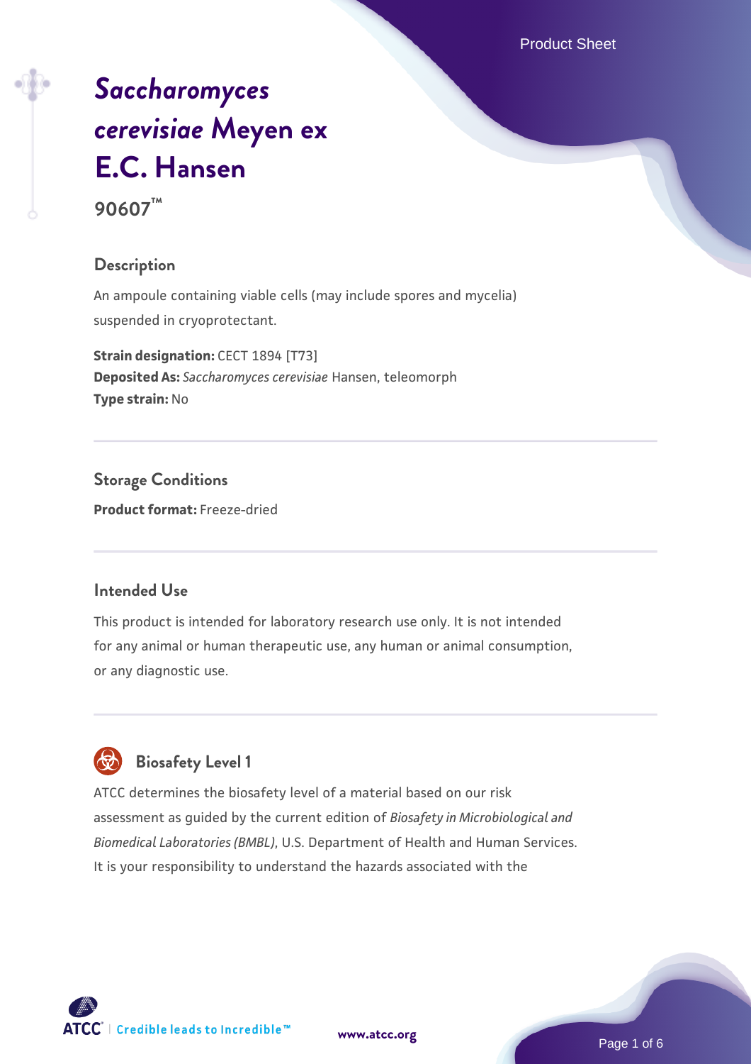# *Saccharomyces cerevisiae* Meyen ex E.C. Hansen

**90607™**

## Description

An ampoule containing viable cells (may include spores and mycelia) suspended in cryoprotectant.

**Strain designation:** CECT 1894 [T73]
**Deposited As:** *Saccharomyces cerevisiae* Hansen, teleomorph
**Type strain:** No

## Storage Conditions

**Product format:** Freeze-dried

## Intended Use

This product is intended for laboratory research use only. It is not intended for any animal or human therapeutic use, any human or animal consumption, or any diagnostic use.

## Biosafety Level 1

ATCC determines the biosafety level of a material based on our risk assessment as guided by the current edition of *Biosafety in Microbiological and Biomedical Laboratories (BMBL)*, U.S. Department of Health and Human Services. It is your responsibility to understand the hazards associated with the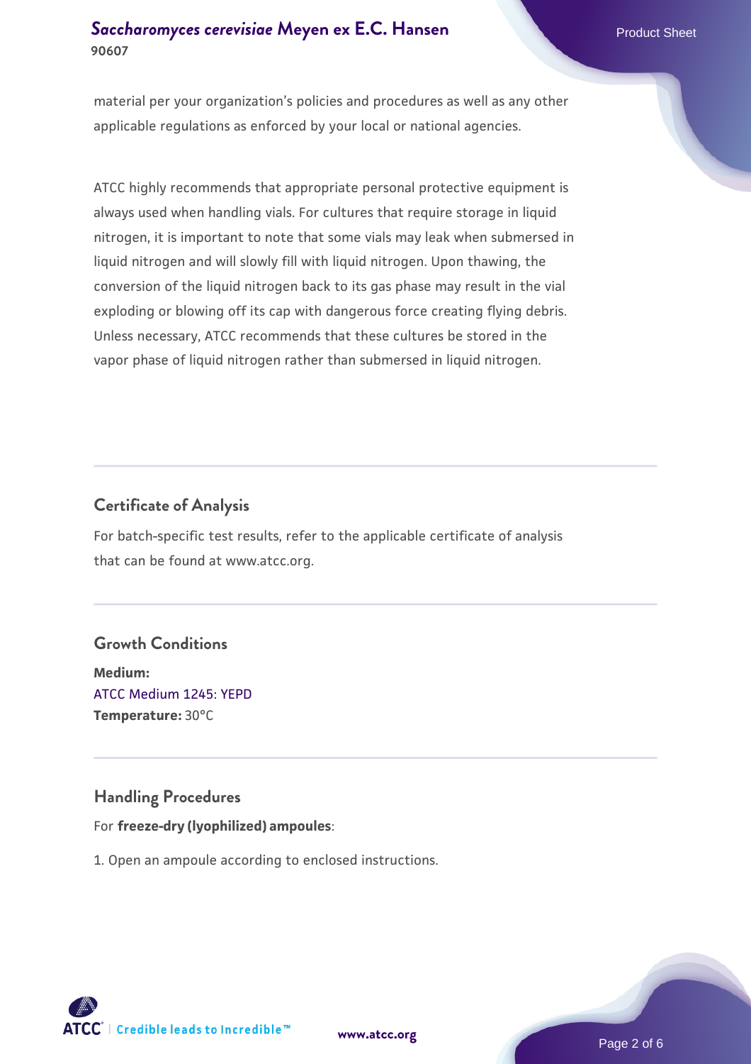material per your organization's policies and procedures as well as any other applicable regulations as enforced by your local or national agencies.

ATCC highly recommends that appropriate personal protective equipment is always used when handling vials. For cultures that require storage in liquid nitrogen, it is important to note that some vials may leak when submersed in liquid nitrogen and will slowly fill with liquid nitrogen. Upon thawing, the conversion of the liquid nitrogen back to its gas phase may result in the vial exploding or blowing off its cap with dangerous force creating flying debris. Unless necessary, ATCC recommends that these cultures be stored in the vapor phase of liquid nitrogen rather than submersed in liquid nitrogen.

## Certificate of Analysis

For batch-specific test results, refer to the applicable certificate of analysis that can be found at www.atcc.org.

## Growth Conditions

**Medium:**
ATCC Medium 1245: YEPD
**Temperature:** 30°C

## Handling Procedures

For **freeze-dry (lyophilized) ampoules**:

1. Open an ampoule according to enclosed instructions.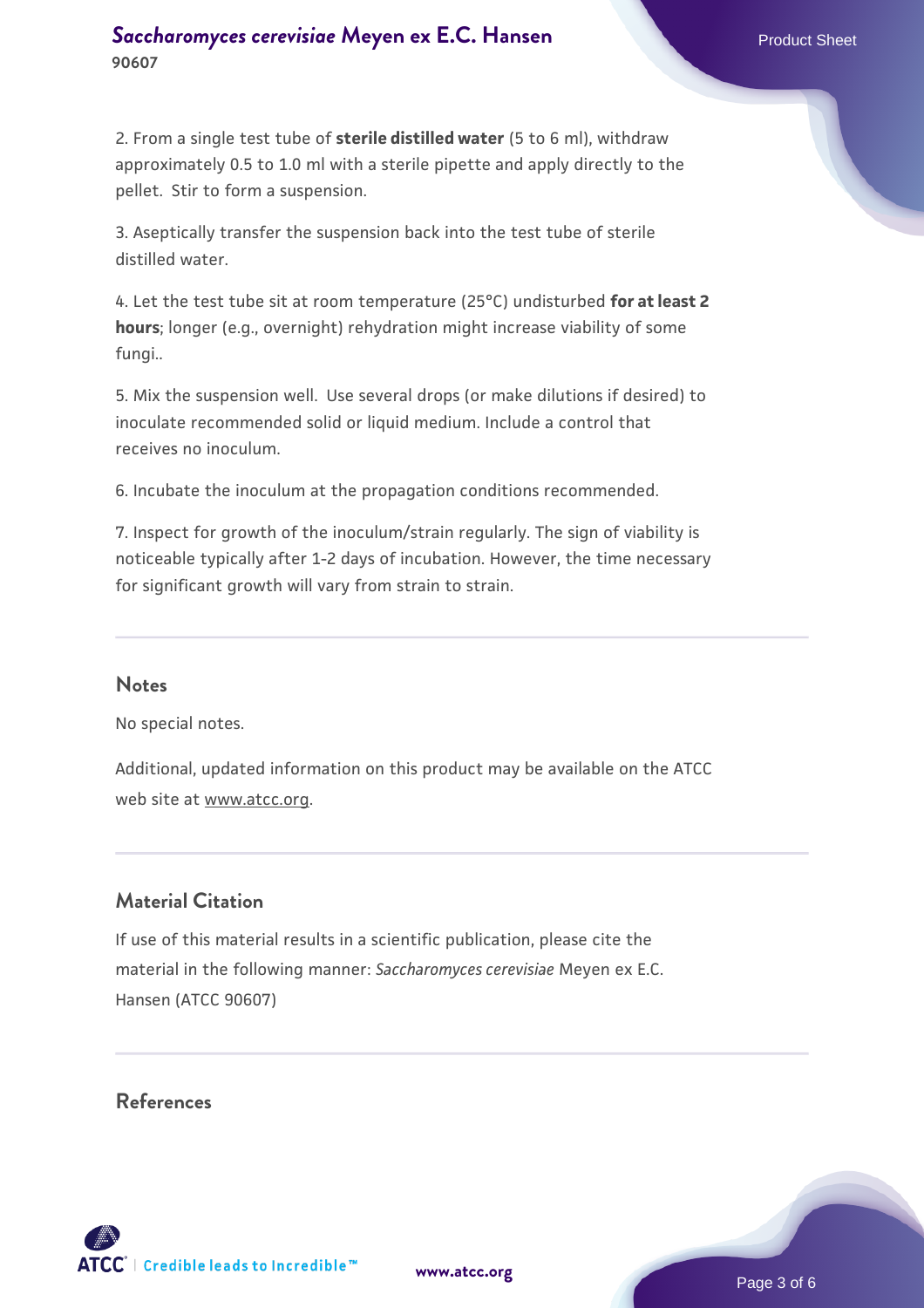2. From a single test tube of **sterile distilled water** (5 to 6 ml), withdraw approximately 0.5 to 1.0 ml with a sterile pipette and apply directly to the pellet. Stir to form a suspension.

3. Aseptically transfer the suspension back into the test tube of sterile distilled water.

4. Let the test tube sit at room temperature (25°C) undisturbed **for at least 2 hours**; longer (e.g., overnight) rehydration might increase viability of some fungi..

5. Mix the suspension well. Use several drops (or make dilutions if desired) to inoculate recommended solid or liquid medium. Include a control that receives no inoculum.

6. Incubate the inoculum at the propagation conditions recommended.

7. Inspect for growth of the inoculum/strain regularly. The sign of viability is noticeable typically after 1-2 days of incubation. However, the time necessary for significant growth will vary from strain to strain.

## Notes

No special notes.

Additional, updated information on this product may be available on the ATCC web site at www.atcc.org.

## Material Citation

If use of this material results in a scientific publication, please cite the material in the following manner: *Saccharomyces cerevisiae* Meyen ex E.C. Hansen (ATCC 90607)

## References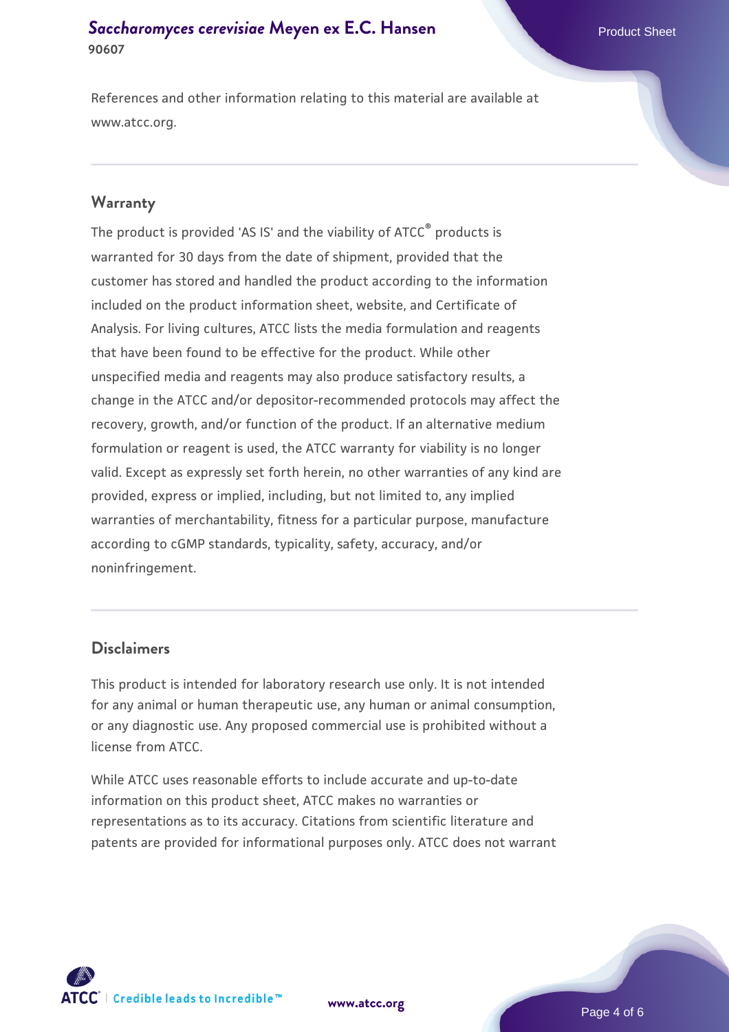References and other information relating to this material are available at www.atcc.org.

## Warranty

The product is provided 'AS IS' and the viability of ATCC® products is warranted for 30 days from the date of shipment, provided that the customer has stored and handled the product according to the information included on the product information sheet, website, and Certificate of Analysis. For living cultures, ATCC lists the media formulation and reagents that have been found to be effective for the product. While other unspecified media and reagents may also produce satisfactory results, a change in the ATCC and/or depositor-recommended protocols may affect the recovery, growth, and/or function of the product. If an alternative medium formulation or reagent is used, the ATCC warranty for viability is no longer valid. Except as expressly set forth herein, no other warranties of any kind are provided, express or implied, including, but not limited to, any implied warranties of merchantability, fitness for a particular purpose, manufacture according to cGMP standards, typicality, safety, accuracy, and/or noninfringement.

## Disclaimers

This product is intended for laboratory research use only. It is not intended for any animal or human therapeutic use, any human or animal consumption, or any diagnostic use. Any proposed commercial use is prohibited without a license from ATCC.

While ATCC uses reasonable efforts to include accurate and up-to-date information on this product sheet, ATCC makes no warranties or representations as to its accuracy. Citations from scientific literature and patents are provided for informational purposes only. ATCC does not warrant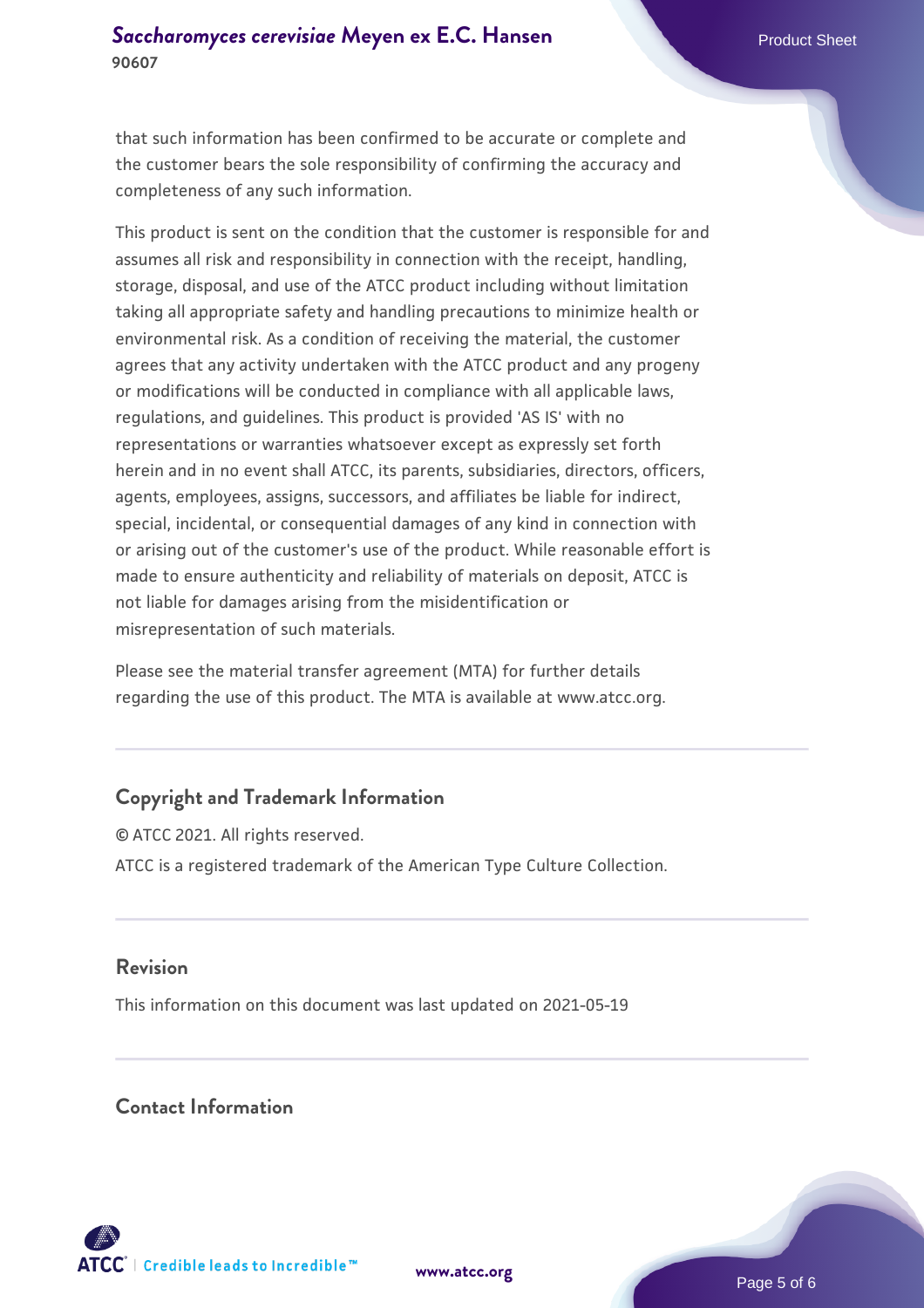that such information has been confirmed to be accurate or complete and the customer bears the sole responsibility of confirming the accuracy and completeness of any such information.

This product is sent on the condition that the customer is responsible for and assumes all risk and responsibility in connection with the receipt, handling, storage, disposal, and use of the ATCC product including without limitation taking all appropriate safety and handling precautions to minimize health or environmental risk. As a condition of receiving the material, the customer agrees that any activity undertaken with the ATCC product and any progeny or modifications will be conducted in compliance with all applicable laws, regulations, and guidelines. This product is provided 'AS IS' with no representations or warranties whatsoever except as expressly set forth herein and in no event shall ATCC, its parents, subsidiaries, directors, officers, agents, employees, assigns, successors, and affiliates be liable for indirect, special, incidental, or consequential damages of any kind in connection with or arising out of the customer's use of the product. While reasonable effort is made to ensure authenticity and reliability of materials on deposit, ATCC is not liable for damages arising from the misidentification or misrepresentation of such materials.

Please see the material transfer agreement (MTA) for further details regarding the use of this product. The MTA is available at www.atcc.org.

## Copyright and Trademark Information

© ATCC 2021. All rights reserved.

ATCC is a registered trademark of the American Type Culture Collection.

## Revision

This information on this document was last updated on 2021-05-19

## Contact Information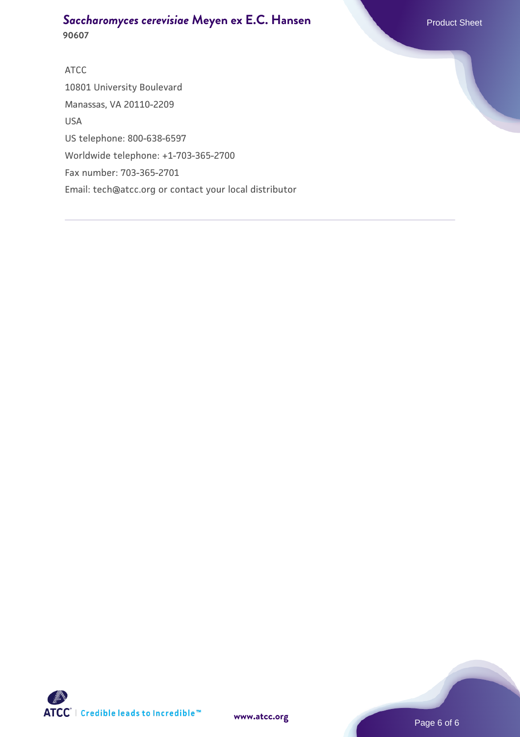ATCC

10801 University Boulevard

Manassas, VA 20110-2209

USA

US telephone: 800-638-6597

Worldwide telephone: +1-703-365-2700

Fax number: 703-365-2701

Email: tech@atcc.org or contact your local distributor